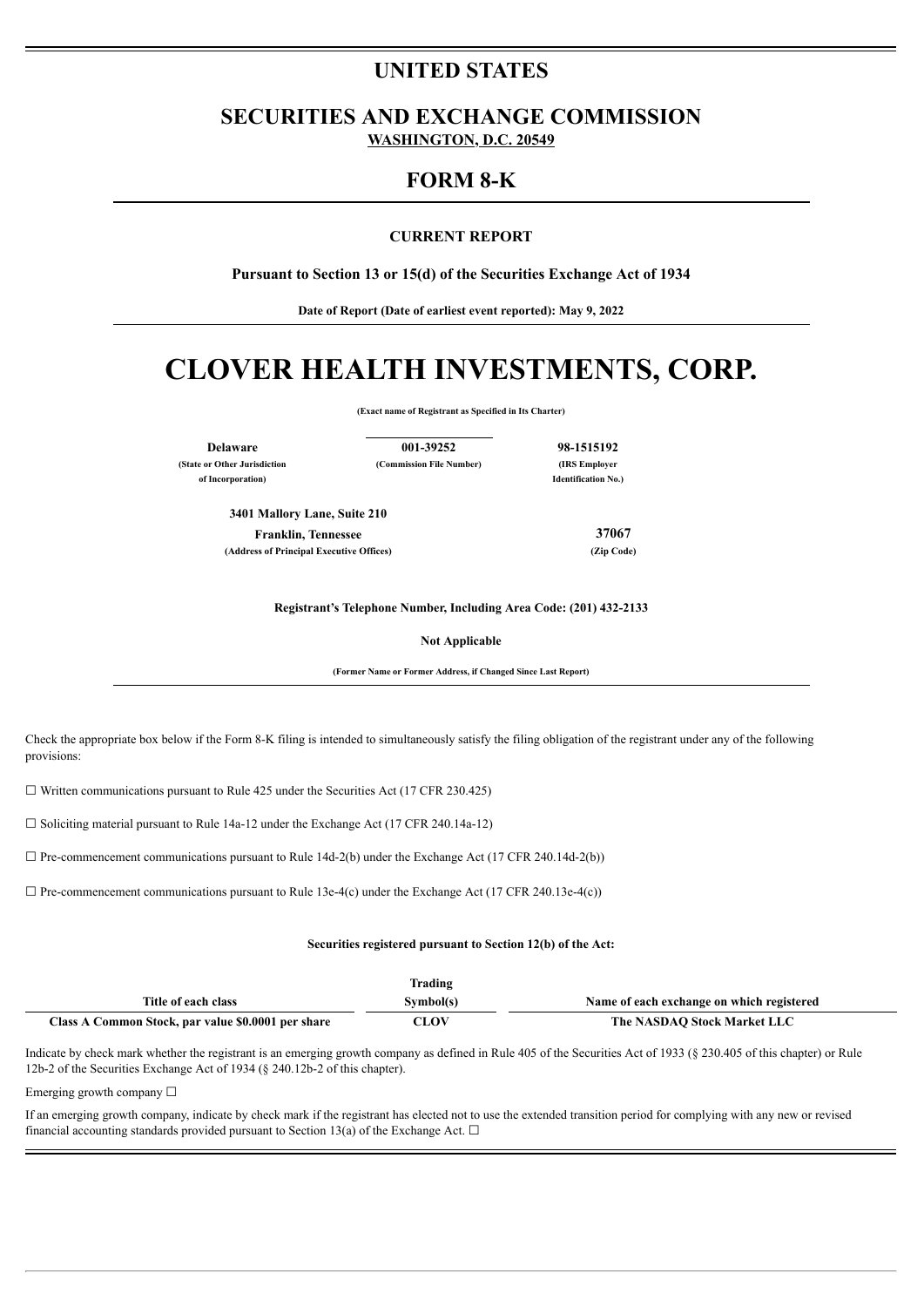# UNITED STATES

## SECURITIES AND EXCHANGE COMMISSION

**WASHINGTON, D.C. 20549**

## FORM 8-K

**CURRENT REPORT**

**Pursuant to Section 13 or 15(d) of the Securities Exchange Act of 1934**

**Date of Report (Date of earliest event reported): May 9, 2022**

# CLOVER HEALTH INVESTMENTS, CORP.

**(Exact name of Registrant as Specified in Its Charter)**

| Delaware | 001-39252 | 98-1515192 |
|---|---|---|
| (State or Other Jurisdiction of Incorporation) | (Commission File Number) | (IRS Employer Identification No.) |

| 3401 Mallory Lane, Suite 210 Franklin, Tennessee | 37067 |
|---|---|
| (Address of Principal Executive Offices) | (Zip Code) |

**Registrant's Telephone Number, Including Area Code: (201) 432-2133**

**Not Applicable**

**(Former Name or Former Address, if Changed Since Last Report)**

Check the appropriate box below if the Form 8-K filing is intended to simultaneously satisfy the filing obligation of the registrant under any of the following provisions:

☐ Written communications pursuant to Rule 425 under the Securities Act (17 CFR 230.425)

☐ Soliciting material pursuant to Rule 14a-12 under the Exchange Act (17 CFR 240.14a-12)

☐ Pre-commencement communications pursuant to Rule 14d-2(b) under the Exchange Act (17 CFR 240.14d-2(b))

☐ Pre-commencement communications pursuant to Rule 13e-4(c) under the Exchange Act (17 CFR 240.13e-4(c))

**Securities registered pursuant to Section 12(b) of the Act:**

| Title of each class | Trading Symbol(s) | Name of each exchange on which registered |
|---|---|---|
| Class A Common Stock, par value $0.0001 per share | CLOV | The NASDAQ Stock Market LLC |

Indicate by check mark whether the registrant is an emerging growth company as defined in Rule 405 of the Securities Act of 1933 (§ 230.405 of this chapter) or Rule 12b-2 of the Securities Exchange Act of 1934 (§ 240.12b-2 of this chapter).

Emerging growth company ☐

If an emerging growth company, indicate by check mark if the registrant has elected not to use the extended transition period for complying with any new or revised financial accounting standards provided pursuant to Section 13(a) of the Exchange Act. ☐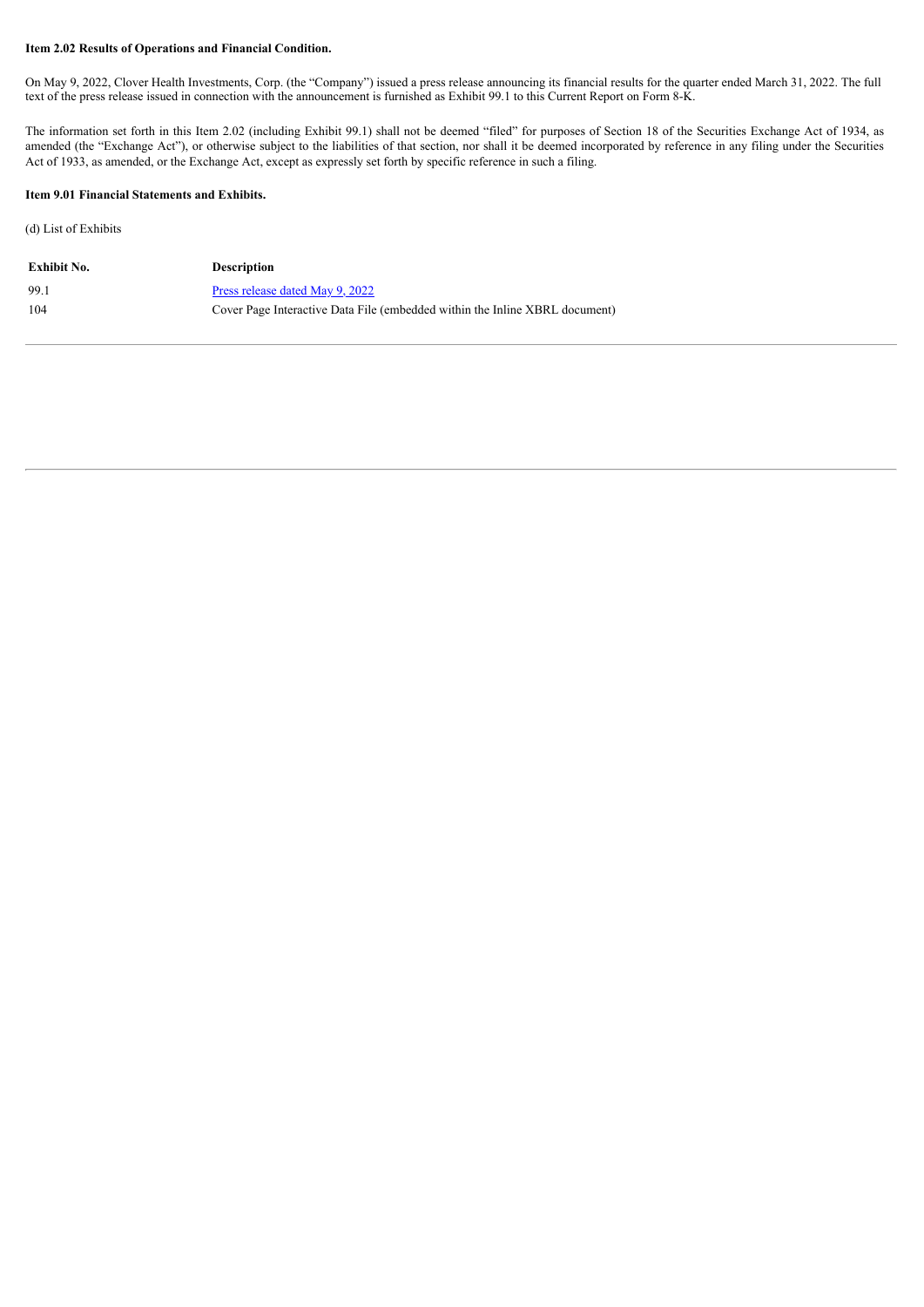**Item 2.02 Results of Operations and Financial Condition.**

On May 9, 2022, Clover Health Investments, Corp. (the "Company") issued a press release announcing its financial results for the quarter ended March 31, 2022. The full text of the press release issued in connection with the announcement is furnished as Exhibit 99.1 to this Current Report on Form 8-K.

The information set forth in this Item 2.02 (including Exhibit 99.1) shall not be deemed "filed" for purposes of Section 18 of the Securities Exchange Act of 1934, as amended (the "Exchange Act"), or otherwise subject to the liabilities of that section, nor shall it be deemed incorporated by reference in any filing under the Securities Act of 1933, as amended, or the Exchange Act, except as expressly set forth by specific reference in such a filing.

**Item 9.01 Financial Statements and Exhibits.**

(d) List of Exhibits

| Exhibit No. | Description |
| --- | --- |
| 99.1 | Press release dated May 9, 2022 |
| 104 | Cover Page Interactive Data File (embedded within the Inline XBRL document) |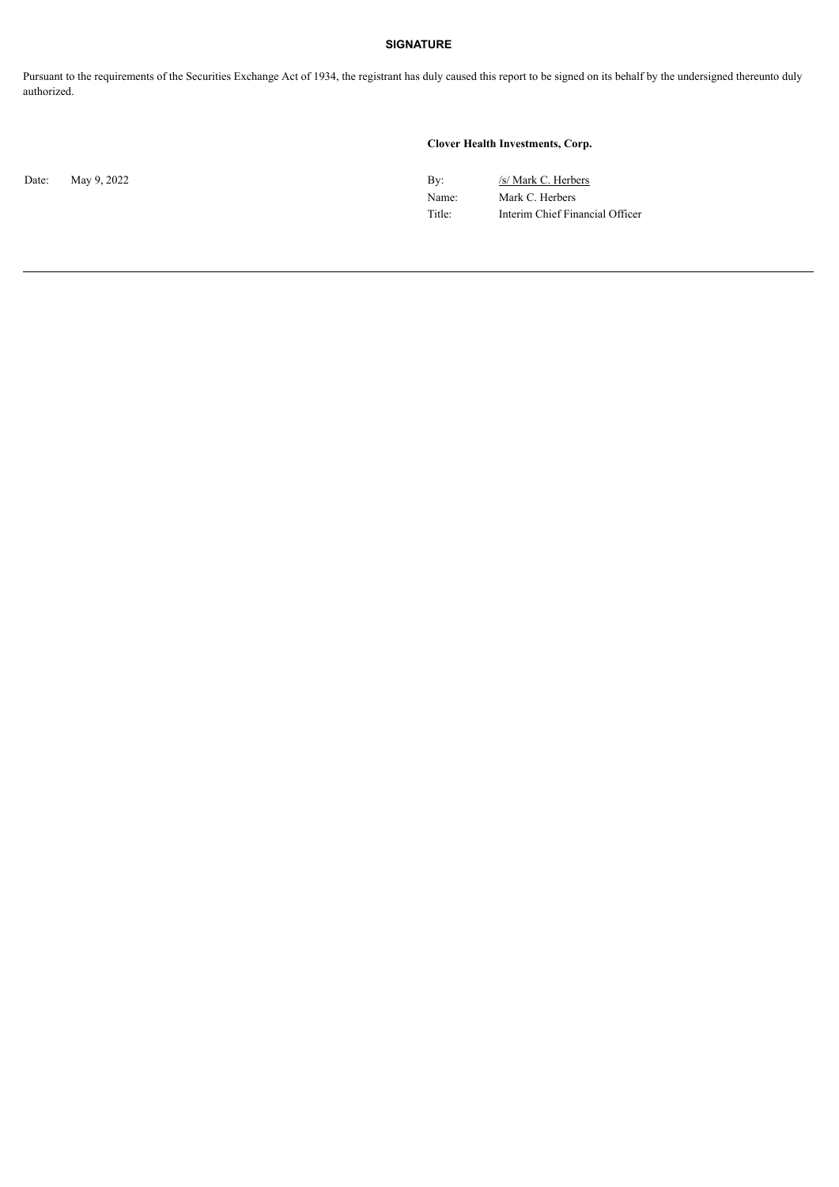## SIGNATURE

Pursuant to the requirements of the Securities Exchange Act of 1934, the registrant has duly caused this report to be signed on its behalf by the undersigned thereunto duly authorized.

**Clover Health Investments, Corp.**

Date: May 9, 2022

By: /s/ Mark C. Herbers

Name: Mark C. Herbers

Title: Interim Chief Financial Officer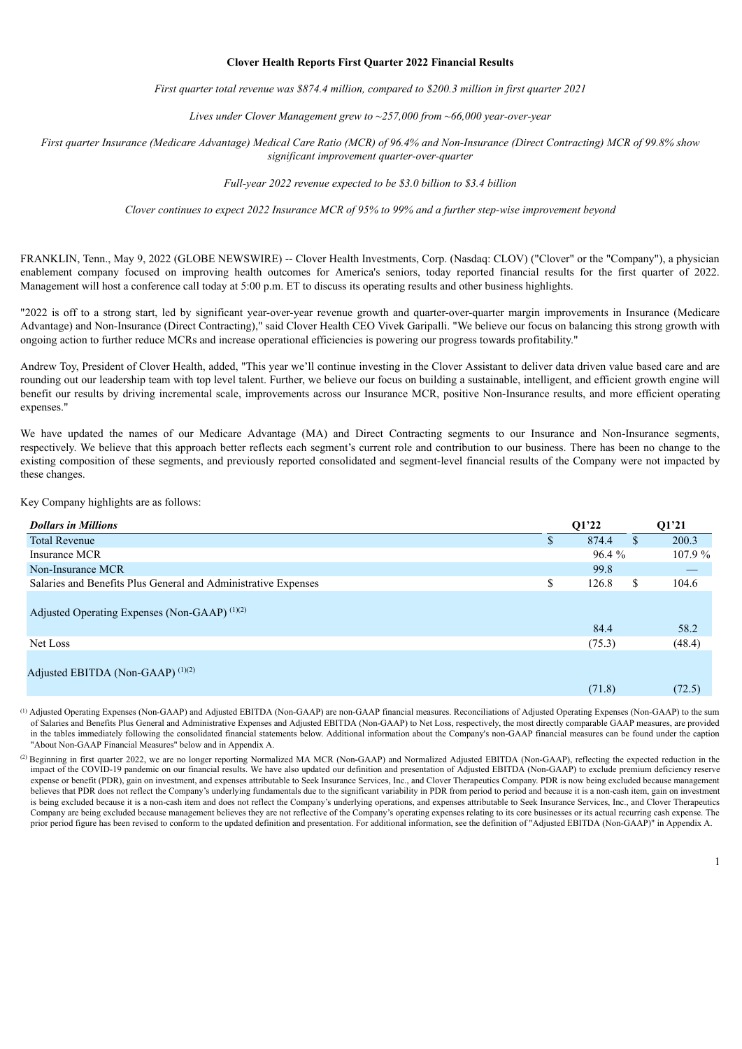# Clover Health Reports First Quarter 2022 Financial Results

*First quarter total revenue was $874.4 million, compared to $200.3 million in first quarter 2021*

*Lives under Clover Management grew to ~257,000 from ~66,000 year-over-year*

*First quarter Insurance (Medicare Advantage) Medical Care Ratio (MCR) of 96.4% and Non-Insurance (Direct Contracting) MCR of 99.8% show significant improvement quarter-over-quarter*

*Full-year 2022 revenue expected to be $3.0 billion to $3.4 billion*

*Clover continues to expect 2022 Insurance MCR of 95% to 99% and a further step-wise improvement beyond*

FRANKLIN, Tenn., May 9, 2022 (GLOBE NEWSWIRE) -- Clover Health Investments, Corp. (Nasdaq: CLOV) ("Clover" or the "Company"), a physician enablement company focused on improving health outcomes for America's seniors, today reported financial results for the first quarter of 2022. Management will host a conference call today at 5:00 p.m. ET to discuss its operating results and other business highlights.

"2022 is off to a strong start, led by significant year-over-year revenue growth and quarter-over-quarter margin improvements in Insurance (Medicare Advantage) and Non-Insurance (Direct Contracting)," said Clover Health CEO Vivek Garipalli. "We believe our focus on balancing this strong growth with ongoing action to further reduce MCRs and increase operational efficiencies is powering our progress towards profitability."

Andrew Toy, President of Clover Health, added, "This year we'll continue investing in the Clover Assistant to deliver data driven value based care and are rounding out our leadership team with top level talent. Further, we believe our focus on building a sustainable, intelligent, and efficient growth engine will benefit our results by driving incremental scale, improvements across our Insurance MCR, positive Non-Insurance results, and more efficient operating expenses."

We have updated the names of our Medicare Advantage (MA) and Direct Contracting segments to our Insurance and Non-Insurance segments, respectively. We believe that this approach better reflects each segment's current role and contribution to our business. There has been no change to the existing composition of these segments, and previously reported consolidated and segment-level financial results of the Company were not impacted by these changes.

Key Company highlights are as follows:

| ***Dollars in Millions*** | **Q1'22** | **Q1'21** |
|---|---|---|
| Total Revenue | $ 874.4 | $ 200.3 |
| Insurance MCR | 96.4 % | 107.9 % |
| Non-Insurance MCR | 99.8 | — |
| Salaries and Benefits Plus General and Administrative Expenses | $ 126.8 | $ 104.6 |
| Adjusted Operating Expenses (Non-GAAP) [(1)(2)] | 84.4 | 58.2 |
| Net Loss | (75.3) | (48.4) |
| Adjusted EBITDA (Non-GAAP) [(1)(2)] | (71.8) | (72.5) |

[(1)] Adjusted Operating Expenses (Non-GAAP) and Adjusted EBITDA (Non-GAAP) are non-GAAP financial measures. Reconciliations of Adjusted Operating Expenses (Non-GAAP) to the sum of Salaries and Benefits Plus General and Administrative Expenses and Adjusted EBITDA (Non-GAAP) to Net Loss, respectively, the most directly comparable GAAP measures, are provided in the tables immediately following the consolidated financial statements below. Additional information about the Company's non-GAAP financial measures can be found under the caption "About Non-GAAP Financial Measures" below and in Appendix A.

[(2)] Beginning in first quarter 2022, we are no longer reporting Normalized MA MCR (Non-GAAP) and Normalized Adjusted EBITDA (Non-GAAP), reflecting the expected reduction in the impact of the COVID-19 pandemic on our financial results. We have also updated our definition and presentation of Adjusted EBITDA (Non-GAAP) to exclude premium deficiency reserve expense or benefit (PDR), gain on investment, and expenses attributable to Seek Insurance Services, Inc., and Clover Therapeutics Company. PDR is now being excluded because management believes that PDR does not reflect the Company's underlying fundamentals due to the significant variability in PDR from period to period and because it is a non-cash item, gain on investment is being excluded because it is a non-cash item and does not reflect the Company's underlying operations, and expenses attributable to Seek Insurance Services, Inc., and Clover Therapeutics Company are being excluded because management believes they are not reflective of the Company's operating expenses relating to its core businesses or its actual recurring cash expense. The prior period figure has been revised to conform to the updated definition and presentation. For additional information, see the definition of "Adjusted EBITDA (Non-GAAP)" in Appendix A.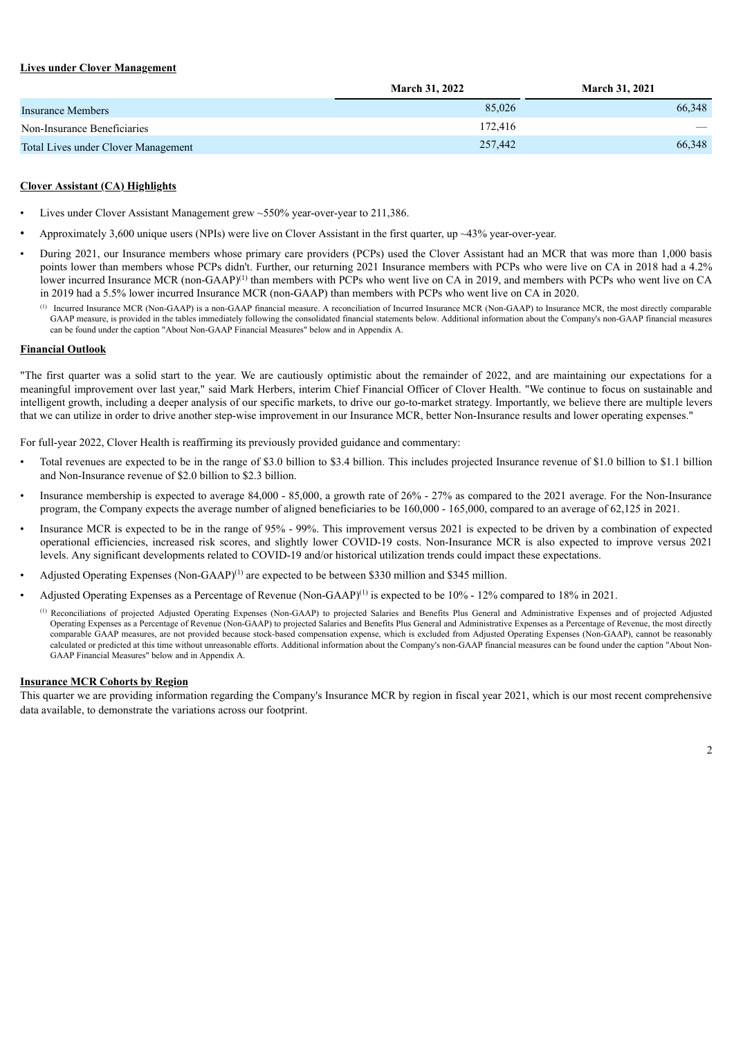**Lives under Clover Management**

| | March 31, 2022 | March 31, 2021 |
|---|---|---|
| Insurance Members | 85,026 | 66,348 |
| Non-Insurance Beneficiaries | 172,416 | — |
| Total Lives under Clover Management | 257,442 | 66,348 |

**Clover Assistant (CA) Highlights**

- Lives under Clover Assistant Management grew ~550% year-over-year to 211,386.
- Approximately 3,600 unique users (NPIs) were live on Clover Assistant in the first quarter, up ~43% year-over-year.
- During 2021, our Insurance members whose primary care providers (PCPs) used the Clover Assistant had an MCR that was more than 1,000 basis points lower than members whose PCPs didn't. Further, our returning 2021 Insurance members with PCPs who were live on CA in 2018 had a 4.2% lower incurred Insurance MCR (non-GAAP)[1] than members with PCPs who went live on CA in 2019, and members with PCPs who went live on CA in 2019 had a 5.5% lower incurred Insurance MCR (non-GAAP) than members with PCPs who went live on CA in 2020.

[1] Incurred Insurance MCR (Non-GAAP) is a non-GAAP financial measure. A reconciliation of Incurred Insurance MCR (Non-GAAP) to Insurance MCR, the most directly comparable GAAP measure, is provided in the tables immediately following the consolidated financial statements below. Additional information about the Company's non-GAAP financial measures can be found under the caption "About Non-GAAP Financial Measures" below and in Appendix A.

**Financial Outlook**

"The first quarter was a solid start to the year. We are cautiously optimistic about the remainder of 2022, and are maintaining our expectations for a meaningful improvement over last year," said Mark Herbers, interim Chief Financial Officer of Clover Health. "We continue to focus on sustainable and intelligent growth, including a deeper analysis of our specific markets, to drive our go-to-market strategy. Importantly, we believe there are multiple levers that we can utilize in order to drive another step-wise improvement in our Insurance MCR, better Non-Insurance results and lower operating expenses."

For full-year 2022, Clover Health is reaffirming its previously provided guidance and commentary:

- Total revenues are expected to be in the range of $3.0 billion to $3.4 billion. This includes projected Insurance revenue of $1.0 billion to $1.1 billion and Non-Insurance revenue of $2.0 billion to $2.3 billion.
- Insurance membership is expected to average 84,000 - 85,000, a growth rate of 26% - 27% as compared to the 2021 average. For the Non-Insurance program, the Company expects the average number of aligned beneficiaries to be 160,000 - 165,000, compared to an average of 62,125 in 2021.
- Insurance MCR is expected to be in the range of 95% - 99%. This improvement versus 2021 is expected to be driven by a combination of expected operational efficiencies, increased risk scores, and slightly lower COVID-19 costs. Non-Insurance MCR is also expected to improve versus 2021 levels. Any significant developments related to COVID-19 and/or historical utilization trends could impact these expectations.
- Adjusted Operating Expenses (Non-GAAP)[1] are expected to be between $330 million and $345 million.
- Adjusted Operating Expenses as a Percentage of Revenue (Non-GAAP)[1] is expected to be 10% - 12% compared to 18% in 2021.

[1] Reconciliations of projected Adjusted Operating Expenses (Non-GAAP) to projected Salaries and Benefits Plus General and Administrative Expenses and of projected Adjusted Operating Expenses as a Percentage of Revenue (Non-GAAP) to projected Salaries and Benefits Plus General and Administrative Expenses as a Percentage of Revenue, the most directly comparable GAAP measures, are not provided because stock-based compensation expense, which is excluded from Adjusted Operating Expenses (Non-GAAP), cannot be reasonably calculated or predicted at this time without unreasonable efforts. Additional information about the Company's non-GAAP financial measures can be found under the caption "About Non-GAAP Financial Measures" below and in Appendix A.

**Insurance MCR Cohorts by Region**

This quarter we are providing information regarding the Company's Insurance MCR by region in fiscal year 2021, which is our most recent comprehensive data available, to demonstrate the variations across our footprint.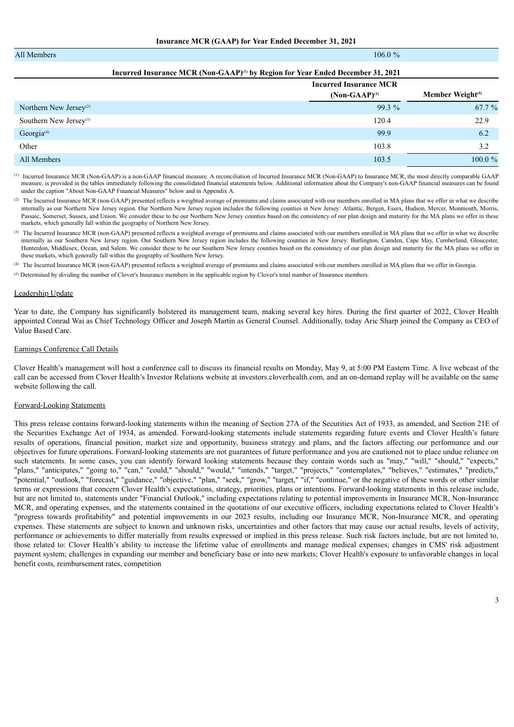**Insurance MCR (GAAP) for Year Ended December 31, 2021**

| | |
|---|---|
| All Members | 106.0 % |

**Incurred Insurance MCR (Non-GAAP)[(1)] by Region for Year Ended December 31, 2021**

| | Incurred Insurance MCR (Non-GAAP)[(1)] | Member Weight[(5)] |
|---|---|---|
| Northern New Jersey[(2)] | 99.3 % | 67.7 % |
| Southern New Jersey[(3)] | 120.4 | 22.9 |
| Georgia[(4)] | 99.9 | 6.2 |
| Other | 103.8 | 3.2 |
| All Members | 103.5 | 100.0 % |

(1) Incurred Insurance MCR (Non-GAAP) is a non-GAAP financial measure. A reconciliation of Incurred Insurance MCR (Non-GAAP) to Insurance MCR, the most directly comparable GAAP measure, is provided in the tables immediately following the consolidated financial statements below. Additional information about the Company's non-GAAP financial measures can be found under the caption "About Non-GAAP Financial Measures" below and in Appendix A.

(2) The Incurred Insurance MCR (non-GAAP) presented reflects a weighted average of premiums and claims associated with our members enrolled in MA plans that we offer in what we describe internally as our Northern New Jersey region. Our Northern New Jersey region includes the following counties in New Jersey: Atlantic, Bergen, Essex, Hudson, Mercer, Monmouth, Morris, Passaic, Somerset, Sussex, and Union. We consider these to be our Northern New Jersey counties based on the consistency of our plan design and maturity for the MA plans we offer in these markets, which generally fall within the geography of Northern New Jersey.

(3) The Incurred Insurance MCR (non-GAAP) presented reflects a weighted average of premiums and claims associated with our members enrolled in MA plans that we offer in what we describe internally as our Southern New Jersey region. Our Southern New Jersey region includes the following counties in New Jersey: Burlington, Camden, Cape May, Cumberland, Gloucester, Hunterdon, Middlesex, Ocean, and Salem. We consider these to be our Southern New Jersey counties based on the consistency of our plan design and maturity for the MA plans we offer in these markets, which generally fall within the geography of Southern New Jersey.

(4) The Incurred Insurance MCR (non-GAAP) presented reflects a weighted average of premiums and claims associated with our members enrolled in MA plans that we offer in Georgia.

(5) Determined by dividing the number of Clover's Insurance members in the applicable region by Clover's total number of Insurance members.

## Leadership Update

Year to date, the Company has significantly bolstered its management team, making several key hires. During the first quarter of 2022, Clover Health appointed Conrad Wai as Chief Technology Officer and Joseph Martin as General Counsel. Additionally, today Aric Sharp joined the Company as CEO of Value Based Care.

## Earnings Conference Call Details

Clover Health's management will host a conference call to discuss its financial results on Monday, May 9, at 5:00 PM Eastern Time. A live webcast of the call can be accessed from Clover Health's Investor Relations website at investors.cloverhealth.com, and an on-demand replay will be available on the same website following the call.

## Forward-Looking Statements

This press release contains forward-looking statements within the meaning of Section 27A of the Securities Act of 1933, as amended, and Section 21E of the Securities Exchange Act of 1934, as amended. Forward-looking statements include statements regarding future events and Clover Health's future results of operations, financial position, market size and opportunity, business strategy and plans, and the factors affecting our performance and our objectives for future operations. Forward-looking statements are not guarantees of future performance and you are cautioned not to place undue reliance on such statements. In some cases, you can identify forward looking statements because they contain words such as "may," "will," "should," "expects," "plans," "anticipates," "going to," "can," "could," "should," "would," "intends," "target," "projects," "contemplates," "believes," "estimates," "predicts," "potential," "outlook," "forecast," "guidance," "objective," "plan," "seek," "grow," "target," "if," "continue," or the negative of these words or other similar terms or expressions that concern Clover Health's expectations, strategy, priorities, plans or intentions. Forward-looking statements in this release include, but are not limited to, statements under "Financial Outlook," including expectations relating to potential improvements in Insurance MCR, Non-Insurance MCR, and operating expenses, and the statements contained in the quotations of our executive officers, including expectations related to Clover Health's "progress towards profitability" and potential improvements in our 2023 results, including our Insurance MCR, Non-Insurance MCR, and operating expenses. These statements are subject to known and unknown risks, uncertainties and other factors that may cause our actual results, levels of activity, performance or achievements to differ materially from results expressed or implied in this press release. Such risk factors include, but are not limited to, those related to: Clover Health's ability to increase the lifetime value of enrollments and manage medical expenses; changes in CMS' risk adjustment payment system; challenges in expanding our member and beneficiary base or into new markets; Clover Health's exposure to unfavorable changes in local benefit costs, reimbursement rates, competition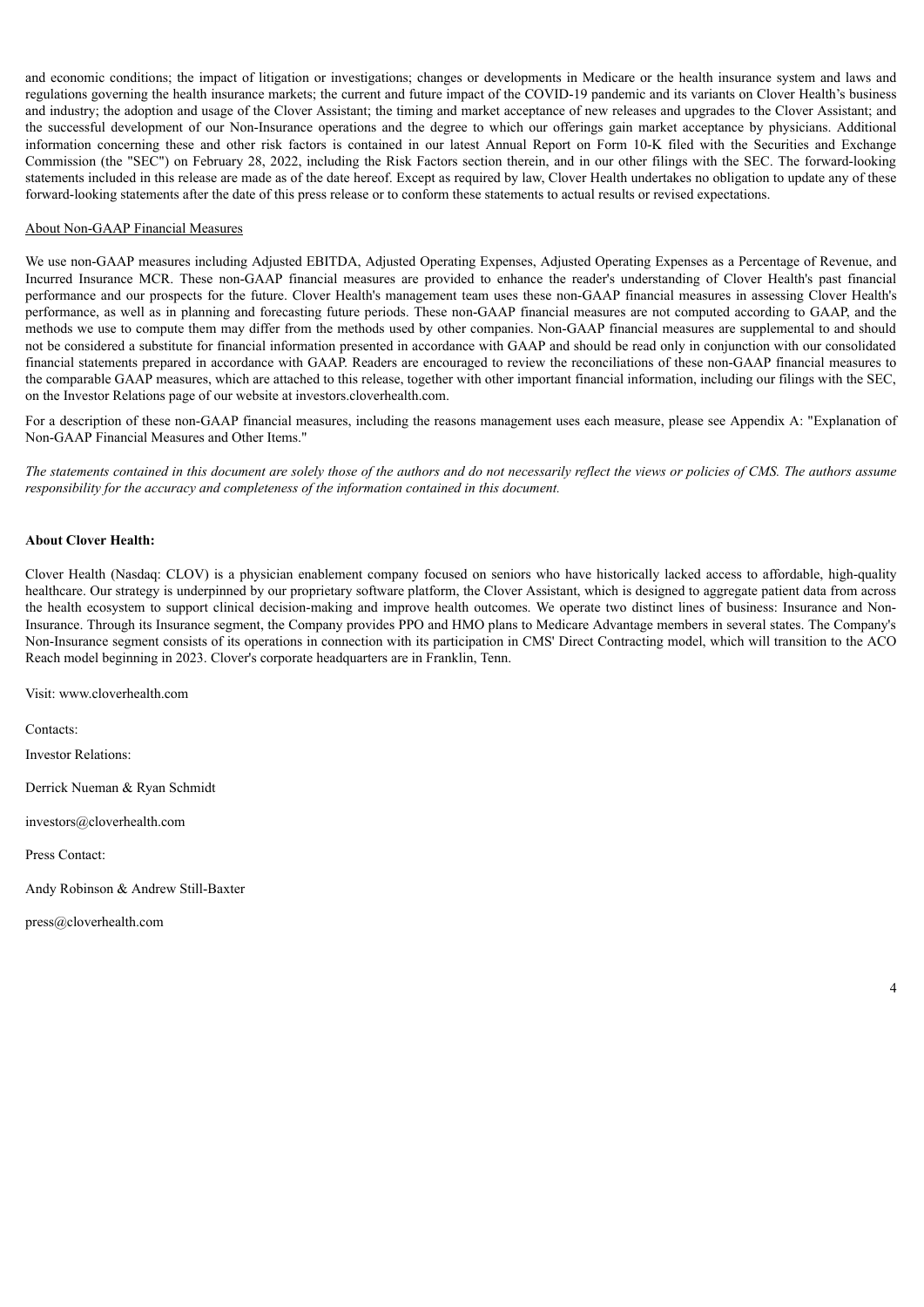and economic conditions; the impact of litigation or investigations; changes or developments in Medicare or the health insurance system and laws and regulations governing the health insurance markets; the current and future impact of the COVID-19 pandemic and its variants on Clover Health's business and industry; the adoption and usage of the Clover Assistant; the timing and market acceptance of new releases and upgrades to the Clover Assistant; and the successful development of our Non-Insurance operations and the degree to which our offerings gain market acceptance by physicians. Additional information concerning these and other risk factors is contained in our latest Annual Report on Form 10-K filed with the Securities and Exchange Commission (the "SEC") on February 28, 2022, including the Risk Factors section therein, and in our other filings with the SEC. The forward-looking statements included in this release are made as of the date hereof. Except as required by law, Clover Health undertakes no obligation to update any of these forward-looking statements after the date of this press release or to conform these statements to actual results or revised expectations.

About Non-GAAP Financial Measures

We use non-GAAP measures including Adjusted EBITDA, Adjusted Operating Expenses, Adjusted Operating Expenses as a Percentage of Revenue, and Incurred Insurance MCR. These non-GAAP financial measures are provided to enhance the reader's understanding of Clover Health's past financial performance and our prospects for the future. Clover Health's management team uses these non-GAAP financial measures in assessing Clover Health's performance, as well as in planning and forecasting future periods. These non-GAAP financial measures are not computed according to GAAP, and the methods we use to compute them may differ from the methods used by other companies. Non-GAAP financial measures are supplemental to and should not be considered a substitute for financial information presented in accordance with GAAP and should be read only in conjunction with our consolidated financial statements prepared in accordance with GAAP. Readers are encouraged to review the reconciliations of these non-GAAP financial measures to the comparable GAAP measures, which are attached to this release, together with other important financial information, including our filings with the SEC, on the Investor Relations page of our website at investors.cloverhealth.com.

For a description of these non-GAAP financial measures, including the reasons management uses each measure, please see Appendix A: "Explanation of Non-GAAP Financial Measures and Other Items."

*The statements contained in this document are solely those of the authors and do not necessarily reflect the views or policies of CMS. The authors assume responsibility for the accuracy and completeness of the information contained in this document.*

**About Clover Health:**

Clover Health (Nasdaq: CLOV) is a physician enablement company focused on seniors who have historically lacked access to affordable, high-quality healthcare. Our strategy is underpinned by our proprietary software platform, the Clover Assistant, which is designed to aggregate patient data from across the health ecosystem to support clinical decision-making and improve health outcomes. We operate two distinct lines of business: Insurance and Non-Insurance. Through its Insurance segment, the Company provides PPO and HMO plans to Medicare Advantage members in several states. The Company's Non-Insurance segment consists of its operations in connection with its participation in CMS' Direct Contracting model, which will transition to the ACO Reach model beginning in 2023. Clover's corporate headquarters are in Franklin, Tenn.

Visit: www.cloverhealth.com

Contacts:

Investor Relations:

Derrick Nueman & Ryan Schmidt

investors@cloverhealth.com

Press Contact:

Andy Robinson & Andrew Still-Baxter

press@cloverhealth.com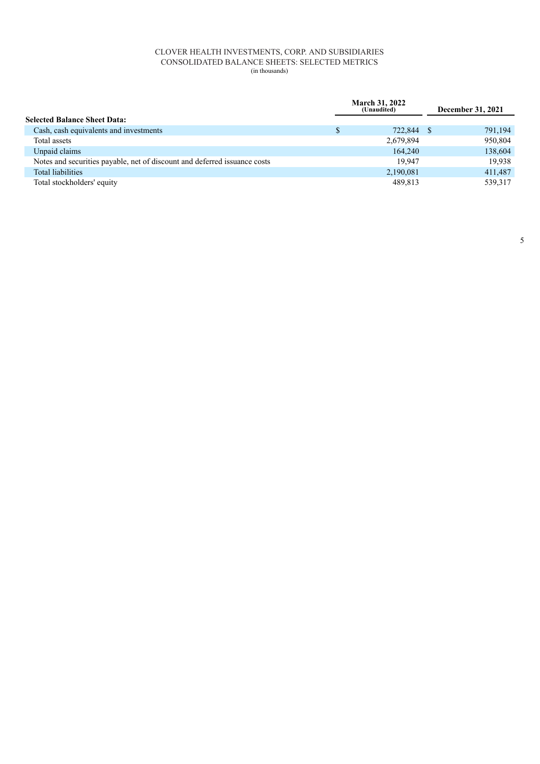CLOVER HEALTH INVESTMENTS, CORP. AND SUBSIDIARIES
CONSOLIDATED BALANCE SHEETS: SELECTED METRICS
(in thousands)

| | March 31, 2022 (Unaudited) | December 31, 2021 |
|---|---|---|
| **Selected Balance Sheet Data:** | | |
| Cash, cash equivalents and investments | $ 722,844 | $ 791,194 |
| Total assets | 2,679,894 | 950,804 |
| Unpaid claims | 164,240 | 138,604 |
| Notes and securities payable, net of discount and deferred issuance costs | 19,947 | 19,938 |
| Total liabilities | 2,190,081 | 411,487 |
| Total stockholders' equity | 489,813 | 539,317 |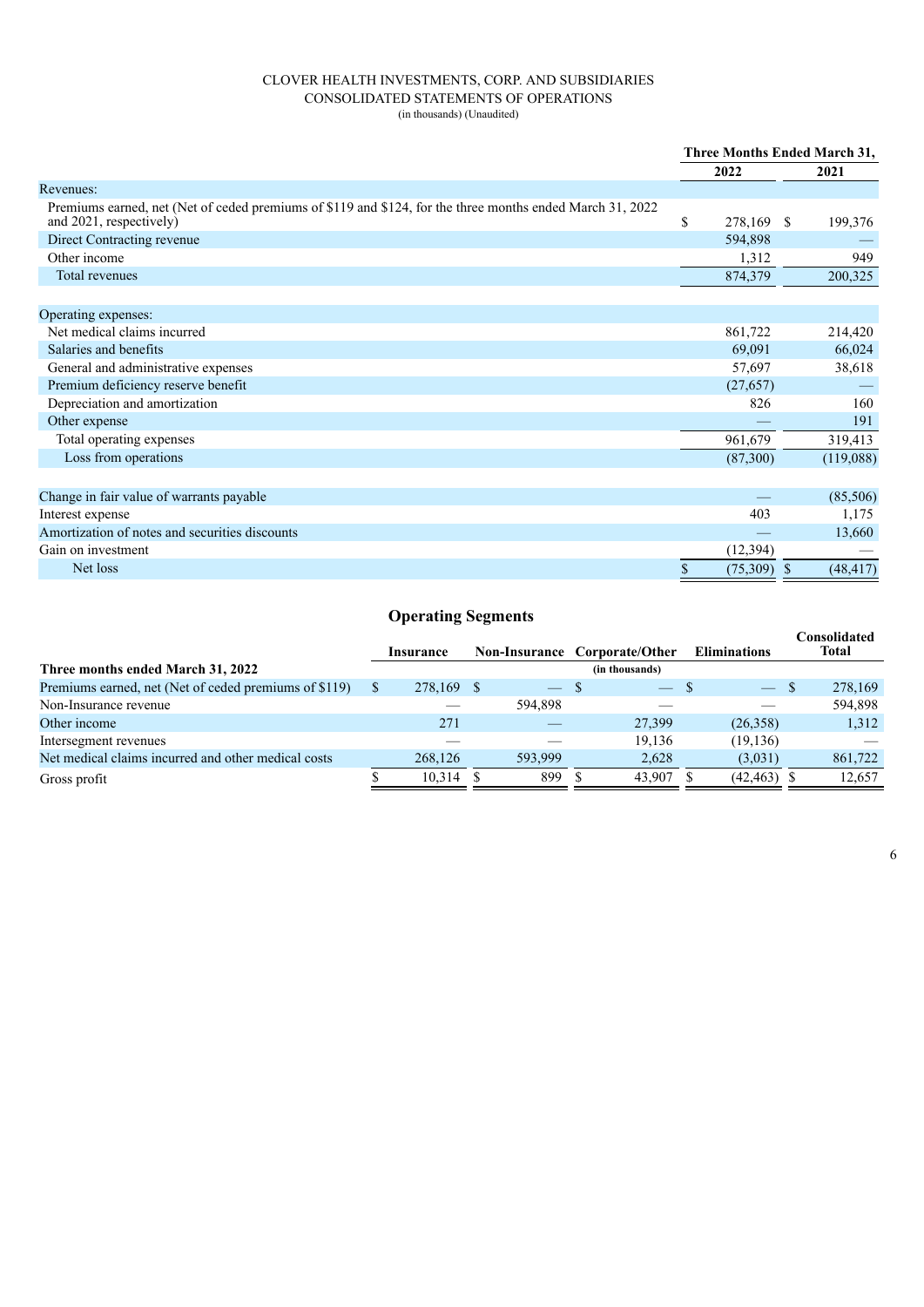CLOVER HEALTH INVESTMENTS, CORP. AND SUBSIDIARIES
CONSOLIDATED STATEMENTS OF OPERATIONS
(in thousands) (Unaudited)

| | Three Months Ended March 31, | |
|---|---|---|
| | 2022 | 2021 |
| Revenues: | | |
| Premiums earned, net (Net of ceded premiums of $119 and $124, for the three months ended March 31, 2022 and 2021, respectively) | $ 278,169 | $ 199,376 |
| Direct Contracting revenue | 594,898 | — |
| Other income | 1,312 | 949 |
| Total revenues | 874,379 | 200,325 |
| Operating expenses: | | |
| Net medical claims incurred | 861,722 | 214,420 |
| Salaries and benefits | 69,091 | 66,024 |
| General and administrative expenses | 57,697 | 38,618 |
| Premium deficiency reserve benefit | (27,657) | — |
| Depreciation and amortization | 826 | 160 |
| Other expense | — | 191 |
| Total operating expenses | 961,679 | 319,413 |
| Loss from operations | (87,300) | (119,088) |
| Change in fair value of warrants payable | — | (85,506) |
| Interest expense | 403 | 1,175 |
| Amortization of notes and securities discounts | — | 13,660 |
| Gain on investment | (12,394) | — |
| Net loss | $ (75,309) | $ (48,417) |

## Operating Segments

| | Insurance | Non-Insurance | Corporate/Other | Eliminations | Consolidated Total |
|---|---|---|---|---|---|
| **Three months ended March 31, 2022** | | | (in thousands) | | |
| Premiums earned, net (Net of ceded premiums of $119) | $ 278,169 | $ — | $ — | $ — | $ 278,169 |
| Non-Insurance revenue | — | 594,898 | — | — | 594,898 |
| Other income | 271 | — | 27,399 | (26,358) | 1,312 |
| Intersegment revenues | — | — | 19,136 | (19,136) | — |
| Net medical claims incurred and other medical costs | 268,126 | 593,999 | 2,628 | (3,031) | 861,722 |
| Gross profit | $ 10,314 | $ 899 | $ 43,907 | $ (42,463) | $ 12,657 |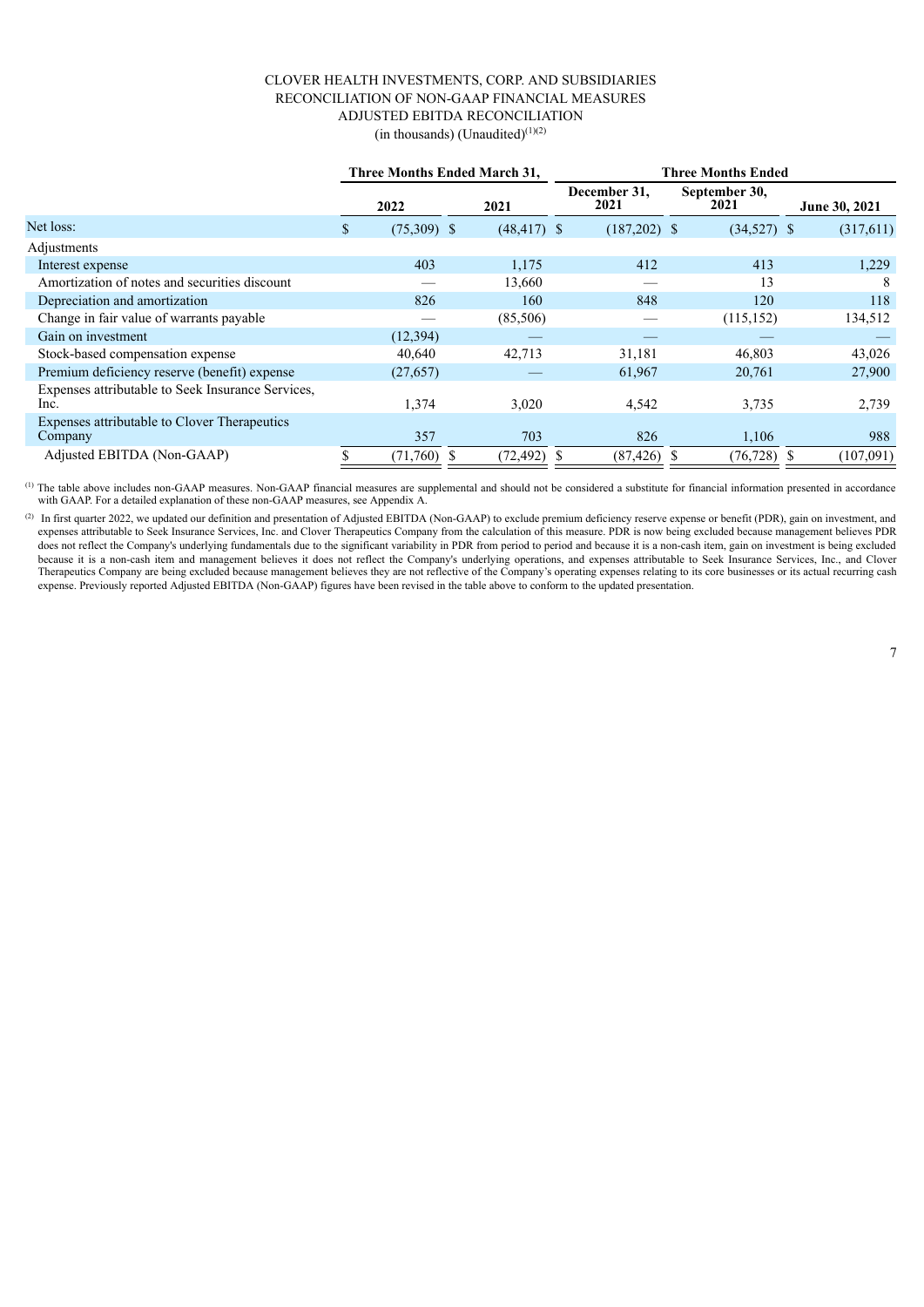CLOVER HEALTH INVESTMENTS, CORP. AND SUBSIDIARIES
RECONCILIATION OF NON-GAAP FINANCIAL MEASURES
ADJUSTED EBITDA RECONCILIATION
(in thousands) (Unaudited)[(1)(2)]

| | Three Months Ended March 31, | | Three Months Ended | | |
|---|---|---|---|---|---|
| | 2022 | 2021 | December 31, 2021 | September 30, 2021 | June 30, 2021 |
| Net loss: | $ (75,309) | $ (48,417) | $ (187,202) | $ (34,527) | $ (317,611) |
| Adjustments | | | | | |
| Interest expense | 403 | 1,175 | 412 | 413 | 1,229 |
| Amortization of notes and securities discount | — | 13,660 | — | 13 | 8 |
| Depreciation and amortization | 826 | 160 | 848 | 120 | 118 |
| Change in fair value of warrants payable | — | (85,506) | — | (115,152) | 134,512 |
| Gain on investment | (12,394) | — | — | — | — |
| Stock-based compensation expense | 40,640 | 42,713 | 31,181 | 46,803 | 43,026 |
| Premium deficiency reserve (benefit) expense | (27,657) | — | 61,967 | 20,761 | 27,900 |
| Expenses attributable to Seek Insurance Services, Inc. | 1,374 | 3,020 | 4,542 | 3,735 | 2,739 |
| Expenses attributable to Clover Therapeutics Company | 357 | 703 | 826 | 1,106 | 988 |
| Adjusted EBITDA (Non-GAAP) | $ (71,760) | $ (72,492) | $ (87,426) | $ (76,728) | $ (107,091) |

(1) The table above includes non-GAAP measures. Non-GAAP financial measures are supplemental and should not be considered a substitute for financial information presented in accordance with GAAP. For a detailed explanation of these non-GAAP measures, see Appendix A.

(2) In first quarter 2022, we updated our definition and presentation of Adjusted EBITDA (Non-GAAP) to exclude premium deficiency reserve expense or benefit (PDR), gain on investment, and expenses attributable to Seek Insurance Services, Inc. and Clover Therapeutics Company from the calculation of this measure. PDR is now being excluded because management believes PDR does not reflect the Company's underlying fundamentals due to the significant variability in PDR from period to period and because it is a non-cash item, gain on investment is being excluded because it is a non-cash item and management believes it does not reflect the Company's underlying operations, and expenses attributable to Seek Insurance Services, Inc., and Clover Therapeutics Company are being excluded because management believes they are not reflective of the Company's operating expenses relating to its core businesses or its actual recurring cash expense. Previously reported Adjusted EBITDA (Non-GAAP) figures have been revised in the table above to conform to the updated presentation.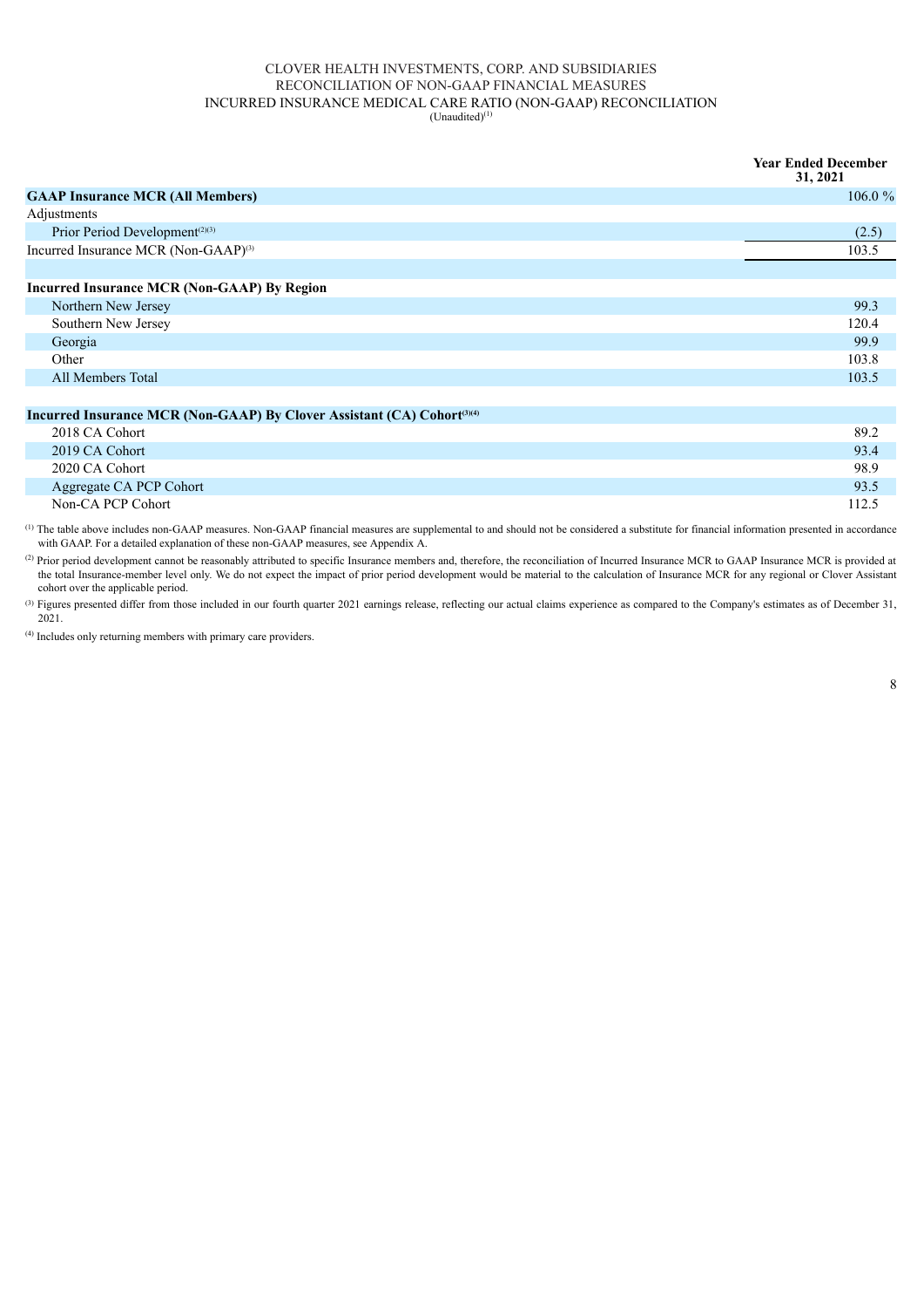CLOVER HEALTH INVESTMENTS, CORP. AND SUBSIDIARIES
RECONCILIATION OF NON-GAAP FINANCIAL MEASURES
INCURRED INSURANCE MEDICAL CARE RATIO (NON-GAAP) RECONCILIATION
(Unaudited)[1]

| | Year Ended December 31, 2021 |
|---|---|
| **GAAP Insurance MCR (All Members)** | 106.0 % |
| Adjustments | |
| Prior Period Development[2][3] | (2.5) |
| Incurred Insurance MCR (Non-GAAP)[3] | 103.5 |
| | |
| **Incurred Insurance MCR (Non-GAAP) By Region** | |
| Northern New Jersey | 99.3 |
| Southern New Jersey | 120.4 |
| Georgia | 99.9 |
| Other | 103.8 |
| All Members Total | 103.5 |
| | |
| **Incurred Insurance MCR (Non-GAAP) By Clover Assistant (CA) Cohort[3][4]** | |
| 2018 CA Cohort | 89.2 |
| 2019 CA Cohort | 93.4 |
| 2020 CA Cohort | 98.9 |
| Aggregate CA PCP Cohort | 93.5 |
| Non-CA PCP Cohort | 112.5 |

[1] The table above includes non-GAAP measures. Non-GAAP financial measures are supplemental to and should not be considered a substitute for financial information presented in accordance with GAAP. For a detailed explanation of these non-GAAP measures, see Appendix A.

[2] Prior period development cannot be reasonably attributed to specific Insurance members and, therefore, the reconciliation of Incurred Insurance MCR to GAAP Insurance MCR is provided at the total Insurance-member level only. We do not expect the impact of prior period development would be material to the calculation of Insurance MCR for any regional or Clover Assistant cohort over the applicable period.

[3] Figures presented differ from those included in our fourth quarter 2021 earnings release, reflecting our actual claims experience as compared to the Company's estimates as of December 31, 2021.

[4] Includes only returning members with primary care providers.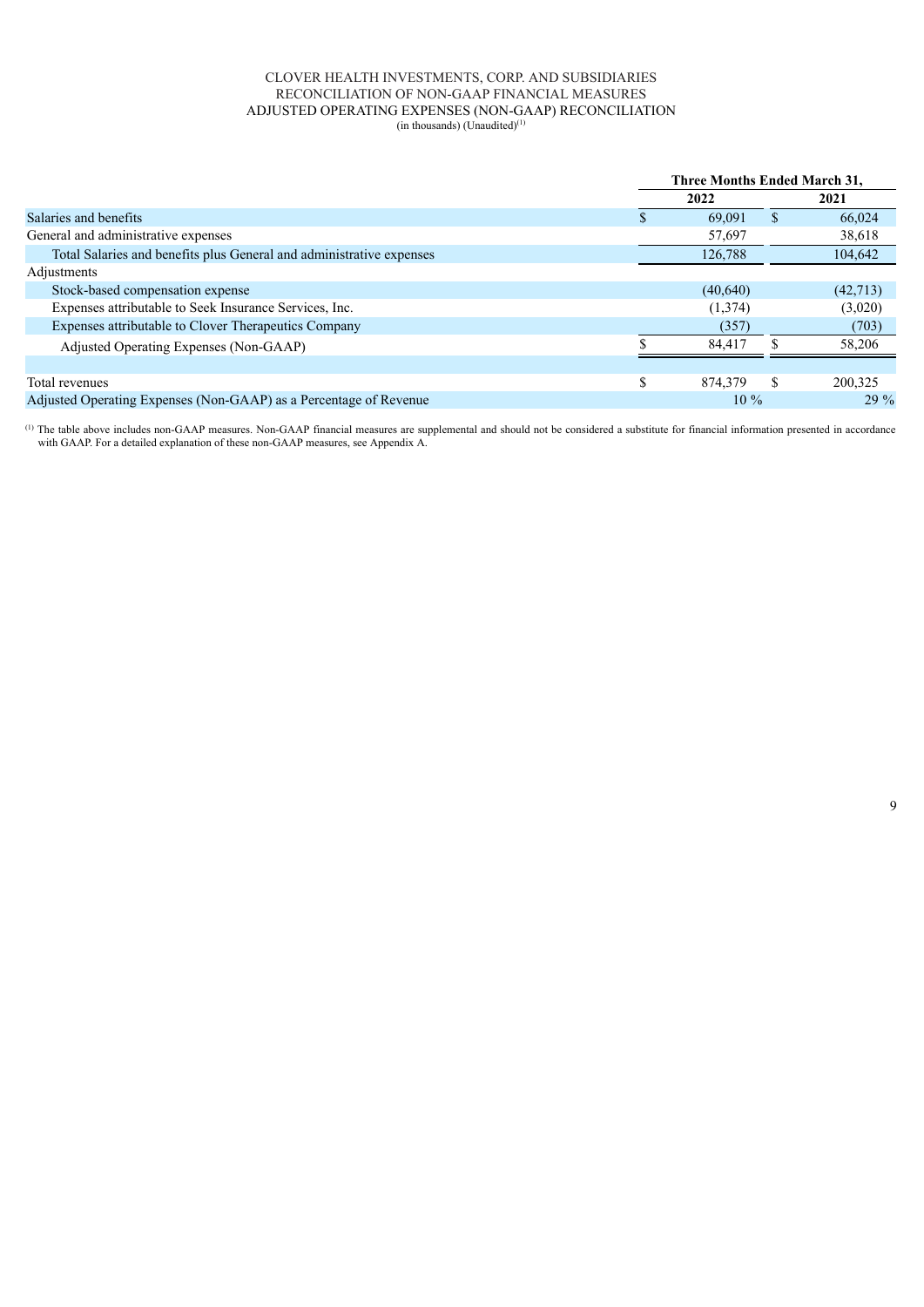CLOVER HEALTH INVESTMENTS, CORP. AND SUBSIDIARIES
RECONCILIATION OF NON-GAAP FINANCIAL MEASURES
ADJUSTED OPERATING EXPENSES (NON-GAAP) RECONCILIATION
(in thousands) (Unaudited)[1]

| | Three Months Ended March 31, | |
|---|---|---|
| | 2022 | 2021 |
| Salaries and benefits | $ 69,091 | $ 66,024 |
| General and administrative expenses | 57,697 | 38,618 |
| Total Salaries and benefits plus General and administrative expenses | 126,788 | 104,642 |
| Adjustments | | |
| Stock-based compensation expense | (40,640) | (42,713) |
| Expenses attributable to Seek Insurance Services, Inc. | (1,374) | (3,020) |
| Expenses attributable to Clover Therapeutics Company | (357) | (703) |
| Adjusted Operating Expenses (Non-GAAP) | $ 84,417 | $ 58,206 |
| | | |
| Total revenues | $ 874,379 | $ 200,325 |
| Adjusted Operating Expenses (Non-GAAP) as a Percentage of Revenue | 10 % | 29 % |

[1] The table above includes non-GAAP measures. Non-GAAP financial measures are supplemental and should not be considered a substitute for financial information presented in accordance with GAAP. For a detailed explanation of these non-GAAP measures, see Appendix A.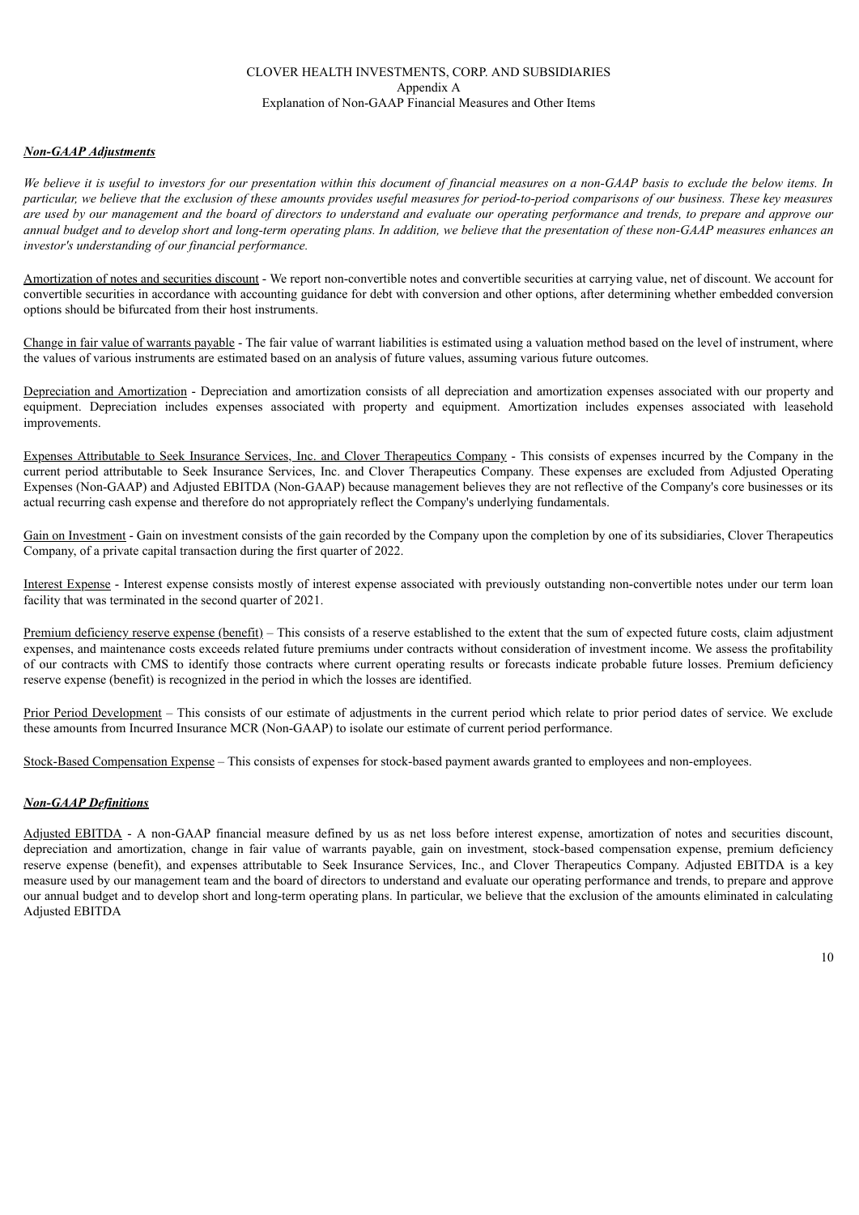CLOVER HEALTH INVESTMENTS, CORP. AND SUBSIDIARIES
Appendix A
Explanation of Non-GAAP Financial Measures and Other Items

***Non-GAAP Adjustments***

*We believe it is useful to investors for our presentation within this document of financial measures on a non-GAAP basis to exclude the below items. In particular, we believe that the exclusion of these amounts provides useful measures for period-to-period comparisons of our business. These key measures are used by our management and the board of directors to understand and evaluate our operating performance and trends, to prepare and approve our annual budget and to develop short and long-term operating plans. In addition, we believe that the presentation of these non-GAAP measures enhances an investor's understanding of our financial performance.*

Amortization of notes and securities discount - We report non-convertible notes and convertible securities at carrying value, net of discount. We account for convertible securities in accordance with accounting guidance for debt with conversion and other options, after determining whether embedded conversion options should be bifurcated from their host instruments.

Change in fair value of warrants payable - The fair value of warrant liabilities is estimated using a valuation method based on the level of instrument, where the values of various instruments are estimated based on an analysis of future values, assuming various future outcomes.

Depreciation and Amortization - Depreciation and amortization consists of all depreciation and amortization expenses associated with our property and equipment. Depreciation includes expenses associated with property and equipment. Amortization includes expenses associated with leasehold improvements.

Expenses Attributable to Seek Insurance Services, Inc. and Clover Therapeutics Company - This consists of expenses incurred by the Company in the current period attributable to Seek Insurance Services, Inc. and Clover Therapeutics Company. These expenses are excluded from Adjusted Operating Expenses (Non-GAAP) and Adjusted EBITDA (Non-GAAP) because management believes they are not reflective of the Company's core businesses or its actual recurring cash expense and therefore do not appropriately reflect the Company's underlying fundamentals.

Gain on Investment - Gain on investment consists of the gain recorded by the Company upon the completion by one of its subsidiaries, Clover Therapeutics Company, of a private capital transaction during the first quarter of 2022.

Interest Expense - Interest expense consists mostly of interest expense associated with previously outstanding non-convertible notes under our term loan facility that was terminated in the second quarter of 2021.

Premium deficiency reserve expense (benefit) – This consists of a reserve established to the extent that the sum of expected future costs, claim adjustment expenses, and maintenance costs exceeds related future premiums under contracts without consideration of investment income. We assess the profitability of our contracts with CMS to identify those contracts where current operating results or forecasts indicate probable future losses. Premium deficiency reserve expense (benefit) is recognized in the period in which the losses are identified.

Prior Period Development – This consists of our estimate of adjustments in the current period which relate to prior period dates of service. We exclude these amounts from Incurred Insurance MCR (Non-GAAP) to isolate our estimate of current period performance.

Stock-Based Compensation Expense – This consists of expenses for stock-based payment awards granted to employees and non-employees.

***Non-GAAP Definitions***

Adjusted EBITDA - A non-GAAP financial measure defined by us as net loss before interest expense, amortization of notes and securities discount, depreciation and amortization, change in fair value of warrants payable, gain on investment, stock-based compensation expense, premium deficiency reserve expense (benefit), and expenses attributable to Seek Insurance Services, Inc., and Clover Therapeutics Company. Adjusted EBITDA is a key measure used by our management team and the board of directors to understand and evaluate our operating performance and trends, to prepare and approve our annual budget and to develop short and long-term operating plans. In particular, we believe that the exclusion of the amounts eliminated in calculating Adjusted EBITDA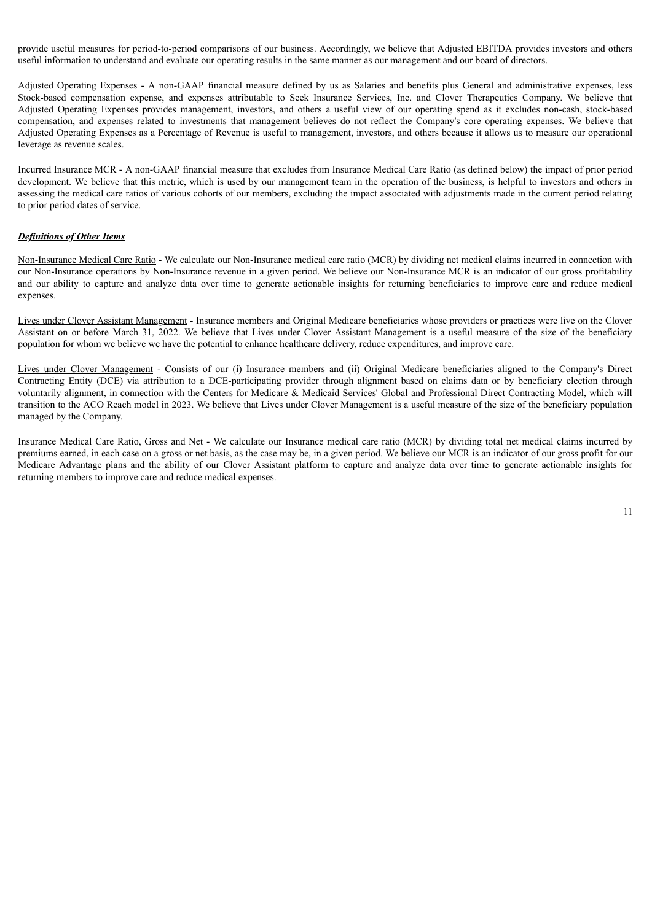provide useful measures for period-to-period comparisons of our business. Accordingly, we believe that Adjusted EBITDA provides investors and others useful information to understand and evaluate our operating results in the same manner as our management and our board of directors.

Adjusted Operating Expenses - A non-GAAP financial measure defined by us as Salaries and benefits plus General and administrative expenses, less Stock-based compensation expense, and expenses attributable to Seek Insurance Services, Inc. and Clover Therapeutics Company. We believe that Adjusted Operating Expenses provides management, investors, and others a useful view of our operating spend as it excludes non-cash, stock-based compensation, and expenses related to investments that management believes do not reflect the Company's core operating expenses. We believe that Adjusted Operating Expenses as a Percentage of Revenue is useful to management, investors, and others because it allows us to measure our operational leverage as revenue scales.

Incurred Insurance MCR - A non-GAAP financial measure that excludes from Insurance Medical Care Ratio (as defined below) the impact of prior period development. We believe that this metric, which is used by our management team in the operation of the business, is helpful to investors and others in assessing the medical care ratios of various cohorts of our members, excluding the impact associated with adjustments made in the current period relating to prior period dates of service.

***Definitions of Other Items***

Non-Insurance Medical Care Ratio - We calculate our Non-Insurance medical care ratio (MCR) by dividing net medical claims incurred in connection with our Non-Insurance operations by Non-Insurance revenue in a given period. We believe our Non-Insurance MCR is an indicator of our gross profitability and our ability to capture and analyze data over time to generate actionable insights for returning beneficiaries to improve care and reduce medical expenses.

Lives under Clover Assistant Management - Insurance members and Original Medicare beneficiaries whose providers or practices were live on the Clover Assistant on or before March 31, 2022. We believe that Lives under Clover Assistant Management is a useful measure of the size of the beneficiary population for whom we believe we have the potential to enhance healthcare delivery, reduce expenditures, and improve care.

Lives under Clover Management - Consists of our (i) Insurance members and (ii) Original Medicare beneficiaries aligned to the Company's Direct Contracting Entity (DCE) via attribution to a DCE-participating provider through alignment based on claims data or by beneficiary election through voluntarily alignment, in connection with the Centers for Medicare & Medicaid Services' Global and Professional Direct Contracting Model, which will transition to the ACO Reach model in 2023. We believe that Lives under Clover Management is a useful measure of the size of the beneficiary population managed by the Company.

Insurance Medical Care Ratio, Gross and Net - We calculate our Insurance medical care ratio (MCR) by dividing total net medical claims incurred by premiums earned, in each case on a gross or net basis, as the case may be, in a given period. We believe our MCR is an indicator of our gross profit for our Medicare Advantage plans and the ability of our Clover Assistant platform to capture and analyze data over time to generate actionable insights for returning members to improve care and reduce medical expenses.